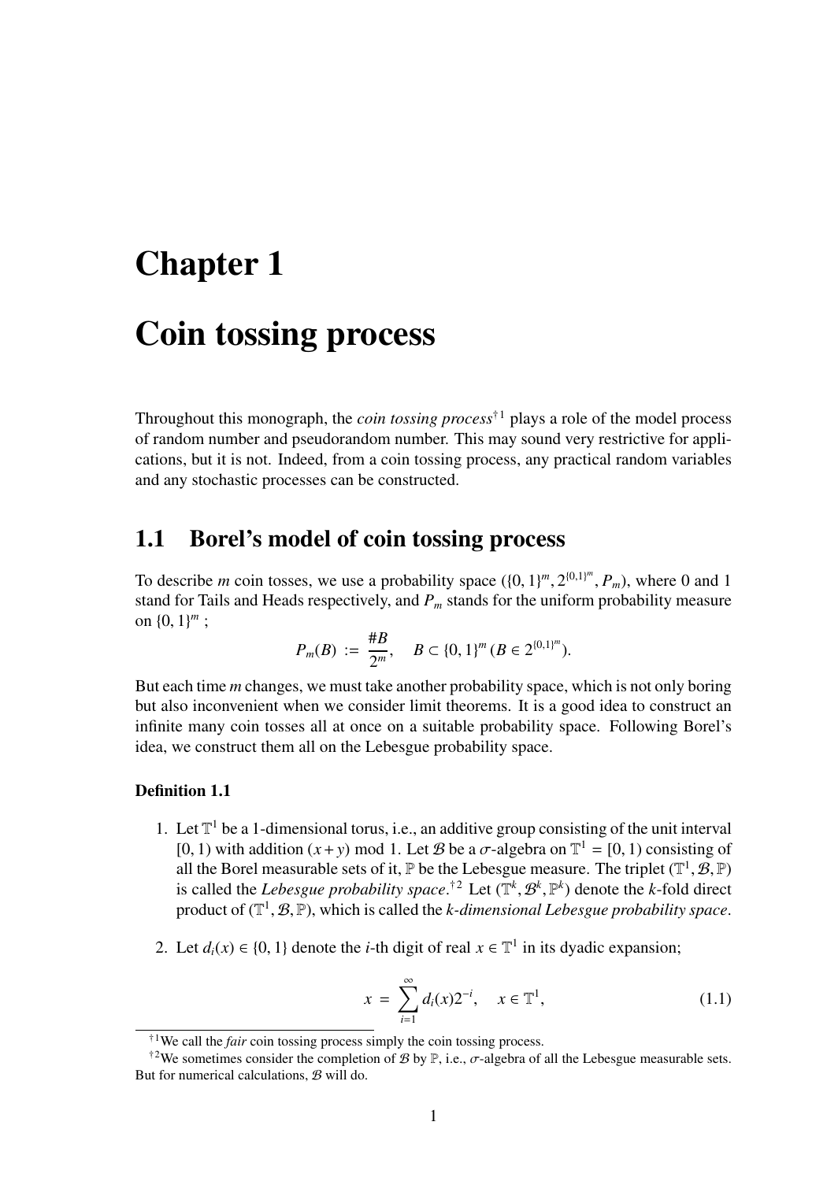# Chapter 1

# Coin tossing process

Throughout this monograph, the *coin tossing process*[†1] plays a role of the model process of random number and pseudorandom number. This may sound very restrictive for applications, but it is not. Indeed, from a coin tossing process, any practical random variables and any stochastic processes can be constructed.

## 1.1 Borel's model of coin tossing process

To describe $m$ coin tosses, we use a probability space $(\{0,1\}^m, 2^{\{0,1\}^m}, P_m)$, where 0 and 1 stand for Tails and Heads respectively, and $P_m$ stands for the uniform probability measure on $\{0,1\}^m$ ;

$$P_m(B) := \frac{\#B}{2^m}, \quad B \subset \{0,1\}^m \ (B \in 2^{\{0,1\}^m}).$$

But each time $m$ changes, we must take another probability space, which is not only boring but also inconvenient when we consider limit theorems. It is a good idea to construct an infinite many coin tosses all at once on a suitable probability space. Following Borel's idea, we construct them all on the Lebesgue probability space.

**Definition 1.1**

1. Let $\mathbb{T}^1$ be a 1-dimensional torus, i.e., an additive group consisting of the unit interval $[0,1)$ with addition $(x+y) \bmod 1$. Let $\mathcal{B}$ be a $\sigma$-algebra on $\mathbb{T}^1 = [0,1)$ consisting of all the Borel measurable sets of it, $\mathbb{P}$ be the Lebesgue measure. The triplet $(\mathbb{T}^1, \mathcal{B}, \mathbb{P})$ is called the *Lebesgue probability space*.[†2] Let $(\mathbb{T}^k, \mathcal{B}^k, \mathbb{P}^k)$ denote the $k$-fold direct product of $(\mathbb{T}^1, \mathcal{B}, \mathbb{P})$, which is called the *k-dimensional Lebesgue probability space*.

2. Let $d_i(x) \in \{0,1\}$ denote the $i$-th digit of real $x \in \mathbb{T}^1$ in its dyadic expansion;

$$x = \sum_{i=1}^{\infty} d_i(x) 2^{-i}, \quad x \in \mathbb{T}^1, \tag{1.1}$$

---

[†1] We call the *fair* coin tossing process simply the coin tossing process.

[†2] We sometimes consider the completion of $\mathcal{B}$ by $\mathbb{P}$, i.e., $\sigma$-algebra of all the Lebesgue measurable sets. But for numerical calculations, $\mathcal{B}$ will do.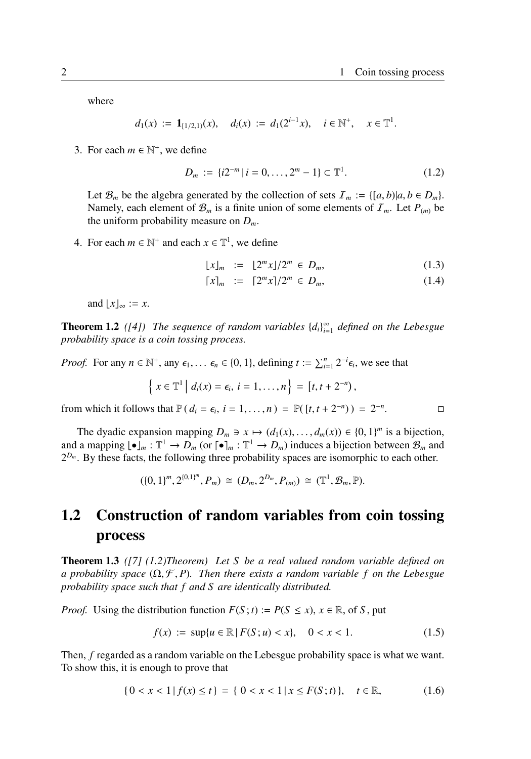where

$$d_1(x) := \mathbf{1}_{[1/2,1)}(x), \quad d_i(x) := d_1(2^{i-1}x), \quad i \in \mathbb{N}^+, \quad x \in \mathbb{T}^1.$$

3. For each $m \in \mathbb{N}^+$, we define

$$D_m := \{i2^{-m} \mid i = 0, \ldots, 2^m - 1\} \subset \mathbb{T}^1. \tag{1.2}$$

Let $\mathcal{B}_m$ be the algebra generated by the collection of sets $\mathcal{I}_m := \{[a, b) | a, b \in D_m\}$. Namely, each element of $\mathcal{B}_m$ is a finite union of some elements of $\mathcal{I}_m$. Let $P_{(m)}$ be the uniform probability measure on $D_m$.

4. For each $m \in \mathbb{N}^+$ and each $x \in \mathbb{T}^1$, we define

$$\lfloor x \rfloor_m := \lfloor 2^m x \rfloor / 2^m \in D_m, \tag{1.3}$$

$$\lceil x \rceil_m := \lceil 2^m x \rceil / 2^m \in D_m, \tag{1.4}$$

and $\lfloor x \rfloor_\infty := x$.

**Theorem 1.2** *([4]) The sequence of random variables $\{d_i\}_{i=1}^\infty$ defined on the Lebesgue probability space is a coin tossing process.*

*Proof.* For any $n \in \mathbb{N}^+$, any $\epsilon_1, \ldots \epsilon_n \in \{0, 1\}$, defining $t := \sum_{i=1}^n 2^{-i}\epsilon_i$, we see that

$$\left\{ x \in \mathbb{T}^1 \;\middle|\; d_i(x) = \epsilon_i,\ i = 1, \ldots, n \right\} = [t, t + 2^{-n}),$$

from which it follows that $\mathbb{P}\,(\, d_i = \epsilon_i,\ i = 1, \ldots, n\,) = \mathbb{P}(\,[t, t + 2^{-n})\,) = 2^{-n}$. □

The dyadic expansion mapping $D_m \ni x \mapsto (d_1(x), \ldots, d_m(x)) \in \{0, 1\}^m$ is a bijection, and a mapping $\lfloor \bullet \rfloor_m : \mathbb{T}^1 \to D_m$ (or $\lceil \bullet \rceil_m : \mathbb{T}^1 \to D_m$) induces a bijection between $\mathcal{B}_m$ and $2^{D_m}$. By these facts, the following three probability spaces are isomorphic to each other.

$$(\{0, 1\}^m, 2^{\{0,1\}^m}, P_m) \cong (D_m, 2^{D_m}, P_{(m)}) \cong (\mathbb{T}^1, \mathcal{B}_m, \mathbb{P}).$$

## 1.2 Construction of random variables from coin tossing process

**Theorem 1.3** *([7] (1.2)Theorem) Let $S$ be a real valued random variable defined on a probability space $(\Omega, \mathcal{F}, P)$. Then there exists a random variable $f$ on the Lebesgue probability space such that $f$ and $S$ are identically distributed.*

*Proof.* Using the distribution function $F(S\,; t) := P(S \leq x)$, $x \in \mathbb{R}$, of $S$, put

$$f(x) := \sup\{u \in \mathbb{R} \mid F(S\,; u) < x\}, \quad 0 < x < 1. \tag{1.5}$$

Then, $f$ regarded as a random variable on the Lebesgue probability space is what we want. To show this, it is enough to prove that

$$\{\, 0 < x < 1 \mid f(x) \leq t \,\} = \{\, 0 < x < 1 \mid x \leq F(S\,; t) \,\}, \quad t \in \mathbb{R}, \tag{1.6}$$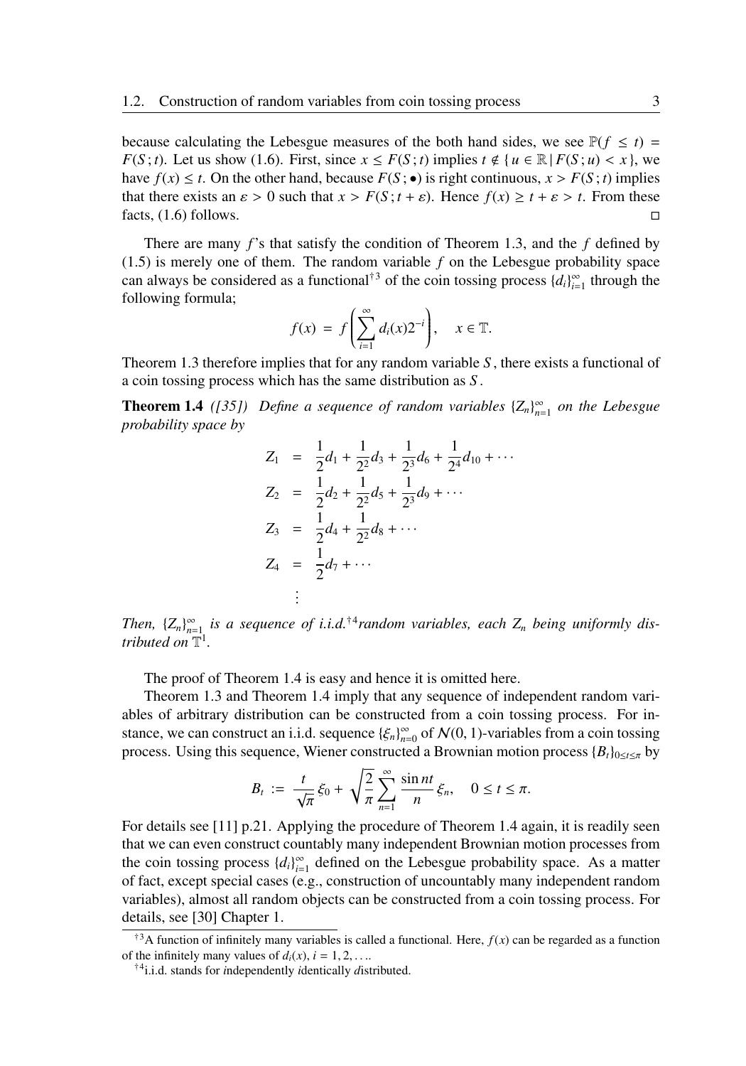because calculating the Lebesgue measures of the both hand sides, we see $\mathbb{P}(f \le t) = F(S\,; t)$. Let us show (1.6). First, since $x \le F(S\,;t)$ implies $t \notin \{\, u \in \mathbb{R} \,|\, F(S\,;u) < x \,\}$, we have $f(x) \le t$. On the other hand, because $F(S\,;\bullet)$ is right continuous, $x > F(S\,;t)$ implies that there exists an $\varepsilon > 0$ such that $x > F(S\,;t+\varepsilon)$. Hence $f(x) \ge t + \varepsilon > t$. From these facts, (1.6) follows. □

There are many $f$'s that satisfy the condition of Theorem 1.3, and the $f$ defined by (1.5) is merely one of them. The random variable $f$ on the Lebesgue probability space can always be considered as a functional[†3] of the coin tossing process $\{d_i\}_{i=1}^{\infty}$ through the following formula;

$$f(x) \;=\; f\left(\sum_{i=1}^{\infty} d_i(x) 2^{-i}\right), \quad x \in \mathbb{T}.$$

Theorem 1.3 therefore implies that for any random variable $S$, there exists a functional of a coin tossing process which has the same distribution as $S$.

**Theorem 1.4** *([35]) Define a sequence of random variables $\{Z_n\}_{n=1}^{\infty}$ on the Lebesgue probability space by*

$$\begin{aligned}
Z_1 &= \frac{1}{2}d_1 + \frac{1}{2^2}d_3 + \frac{1}{2^3}d_6 + \frac{1}{2^4}d_{10} + \cdots \\
Z_2 &= \frac{1}{2}d_2 + \frac{1}{2^2}d_5 + \frac{1}{2^3}d_9 + \cdots \\
Z_3 &= \frac{1}{2}d_4 + \frac{1}{2^2}d_8 + \cdots \\
Z_4 &= \frac{1}{2}d_7 + \cdots \\
&\;\;\vdots
\end{aligned}$$

*Then, $\{Z_n\}_{n=1}^{\infty}$ is a sequence of i.i.d.[†4]random variables, each $Z_n$ being uniformly distributed on $\mathbb{T}^1$.*

The proof of Theorem 1.4 is easy and hence it is omitted here.

Theorem 1.3 and Theorem 1.4 imply that any sequence of independent random variables of arbitrary distribution can be constructed from a coin tossing process. For instance, we can construct an i.i.d. sequence $\{\xi_n\}_{n=0}^{\infty}$ of $\mathcal{N}(0,1)$-variables from a coin tossing process. Using this sequence, Wiener constructed a Brownian motion process $\{B_t\}_{0\le t\le\pi}$ by

$$B_t \;:=\; \frac{t}{\sqrt{\pi}}\,\xi_0 + \sqrt{\frac{2}{\pi}}\sum_{n=1}^{\infty}\frac{\sin nt}{n}\,\xi_n, \quad 0 \le t \le \pi.$$

For details see [11] p.21. Applying the procedure of Theorem 1.4 again, it is readily seen that we can even construct countably many independent Brownian motion processes from the coin tossing process $\{d_i\}_{i=1}^{\infty}$ defined on the Lebesgue probability space. As a matter of fact, except special cases (e.g., construction of uncountably many independent random variables), almost all random objects can be constructed from a coin tossing process. For details, see [30] Chapter 1.

---

[†3] A function of infinitely many variables is called a functional. Here, $f(x)$ can be regarded as a function of the infinitely many values of $d_i(x)$, $i = 1, 2, \ldots$.

[†4] i.i.d. stands for *i*ndependently *i*dentically *d*istributed.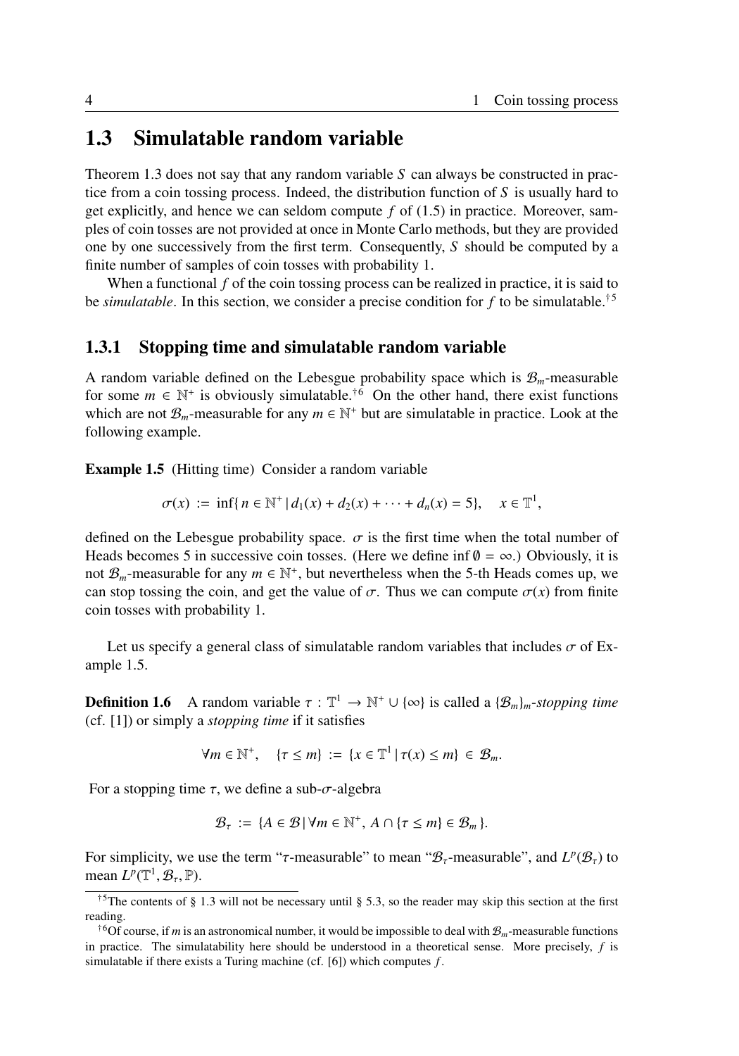## 1.3 Simulatable random variable

Theorem 1.3 does not say that any random variable $S$ can always be constructed in practice from a coin tossing process. Indeed, the distribution function of $S$ is usually hard to get explicitly, and hence we can seldom compute $f$ of (1.5) in practice. Moreover, samples of coin tosses are not provided at once in Monte Carlo methods, but they are provided one by one successively from the first term. Consequently, $S$ should be computed by a finite number of samples of coin tosses with probability 1.

When a functional $f$ of the coin tossing process can be realized in practice, it is said to be *simulatable*. In this section, we consider a precise condition for $f$ to be simulatable.[†5]

### 1.3.1 Stopping time and simulatable random variable

A random variable defined on the Lebesgue probability space which is $\mathcal{B}_m$-measurable for some $m \in \mathbb{N}^+$ is obviously simulatable.[†6] On the other hand, there exist functions which are not $\mathcal{B}_m$-measurable for any $m \in \mathbb{N}^+$ but are simulatable in practice. Look at the following example.

**Example 1.5** (Hitting time) Consider a random variable

$$\sigma(x) := \inf\{ n \in \mathbb{N}^+ \,|\, d_1(x) + d_2(x) + \cdots + d_n(x) = 5\}, \quad x \in \mathbb{T}^1,$$

defined on the Lebesgue probability space. $\sigma$ is the first time when the total number of Heads becomes 5 in successive coin tosses. (Here we define $\inf \emptyset = \infty$.) Obviously, it is not $\mathcal{B}_m$-measurable for any $m \in \mathbb{N}^+$, but nevertheless when the 5-th Heads comes up, we can stop tossing the coin, and get the value of $\sigma$. Thus we can compute $\sigma(x)$ from finite coin tosses with probability 1.

Let us specify a general class of simulatable random variables that includes $\sigma$ of Example 1.5.

**Definition 1.6** A random variable $\tau : \mathbb{T}^1 \to \mathbb{N}^+ \cup \{\infty\}$ is called a $\{\mathcal{B}_m\}_m$-*stopping time* (cf. [1]) or simply a *stopping time* if it satisfies

$$\forall m \in \mathbb{N}^+, \quad \{\tau \le m\} := \{x \in \mathbb{T}^1 \,|\, \tau(x) \le m\} \in \mathcal{B}_m.$$

For a stopping time $\tau$, we define a sub-$\sigma$-algebra

$$\mathcal{B}_\tau := \{A \in \mathcal{B} \,|\, \forall m \in \mathbb{N}^+,\, A \cap \{\tau \le m\} \in \mathcal{B}_m \}.$$

For simplicity, we use the term "$\tau$-measurable" to mean "$\mathcal{B}_\tau$-measurable", and $L^p(\mathcal{B}_\tau)$ to mean $L^p(\mathbb{T}^1, \mathcal{B}_\tau, \mathbb{P})$.

---

[†5] The contents of § 1.3 will not be necessary until § 5.3, so the reader may skip this section at the first reading.

[†6] Of course, if $m$ is an astronomical number, it would be impossible to deal with $\mathcal{B}_m$-measurable functions in practice. The simulatability here should be understood in a theoretical sense. More precisely, $f$ is simulatable if there exists a Turing machine (cf. [6]) which computes $f$.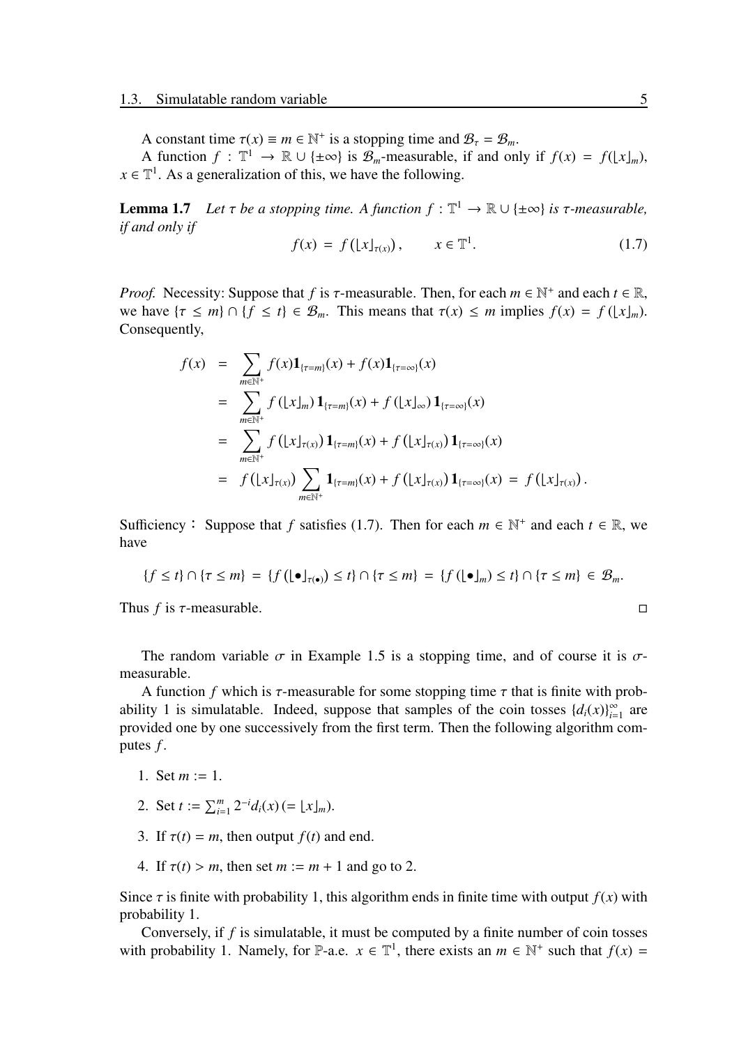A constant time $\tau(x) \equiv m \in \mathbb{N}^+$ is a stopping time and $\mathcal{B}_\tau = \mathcal{B}_m$.

A function $f : \mathbb{T}^1 \to \mathbb{R} \cup \{\pm\infty\}$ is $\mathcal{B}_m$-measurable, if and only if $f(x) = f(\lfloor x \rfloor_m)$, $x \in \mathbb{T}^1$. As a generalization of this, we have the following.

**Lemma 1.7** *Let $\tau$ be a stopping time. A function $f : \mathbb{T}^1 \to \mathbb{R} \cup \{\pm\infty\}$ is $\tau$-measurable, if and only if*

$$f(x) = f\left(\lfloor x \rfloor_{\tau(x)}\right), \qquad x \in \mathbb{T}^1. \tag{1.7}$$

*Proof.* Necessity: Suppose that $f$ is $\tau$-measurable. Then, for each $m \in \mathbb{N}^+$ and each $t \in \mathbb{R}$, we have $\{\tau \leq m\} \cap \{f \leq t\} \in \mathcal{B}_m$. This means that $\tau(x) \leq m$ implies $f(x) = f(\lfloor x \rfloor_m)$. Consequently,

$$\begin{aligned}
f(x) &= \sum_{m \in \mathbb{N}^+} f(x)\mathbf{1}_{\{\tau = m\}}(x) + f(x)\mathbf{1}_{\{\tau=\infty\}}(x) \\
&= \sum_{m \in \mathbb{N}^+} f\left(\lfloor x \rfloor_m\right)\mathbf{1}_{\{\tau = m\}}(x) + f\left(\lfloor x \rfloor_\infty\right)\mathbf{1}_{\{\tau=\infty\}}(x) \\
&= \sum_{m \in \mathbb{N}^+} f\left(\lfloor x \rfloor_{\tau(x)}\right)\mathbf{1}_{\{\tau = m\}}(x) + f\left(\lfloor x \rfloor_{\tau(x)}\right)\mathbf{1}_{\{\tau=\infty\}}(x) \\
&= f\left(\lfloor x \rfloor_{\tau(x)}\right) \sum_{m \in \mathbb{N}^+} \mathbf{1}_{\{\tau = m\}}(x) + f\left(\lfloor x \rfloor_{\tau(x)}\right)\mathbf{1}_{\{\tau=\infty\}}(x) = f\left(\lfloor x \rfloor_{\tau(x)}\right).
\end{aligned}$$

Sufficiency： Suppose that $f$ satisfies (1.7). Then for each $m \in \mathbb{N}^+$ and each $t \in \mathbb{R}$, we have

$$\{f \leq t\} \cap \{\tau \leq m\} = \{f\left(\lfloor \bullet \rfloor_{\tau(\bullet)}\right) \leq t\} \cap \{\tau \leq m\} = \{f\left(\lfloor \bullet \rfloor_m\right) \leq t\} \cap \{\tau \leq m\} \in \mathcal{B}_m.$$

Thus $f$ is $\tau$-measurable. □

The random variable $\sigma$ in Example 1.5 is a stopping time, and of course it is $\sigma$-measurable.

A function $f$ which is $\tau$-measurable for some stopping time $\tau$ that is finite with probability 1 is simulatable. Indeed, suppose that samples of the coin tosses $\{d_i(x)\}_{i=1}^{\infty}$ are provided one by one successively from the first term. Then the following algorithm computes $f$.

1. Set $m := 1$.
2. Set $t := \sum_{i=1}^{m} 2^{-i} d_i(x) \,(= \lfloor x \rfloor_m)$.
3. If $\tau(t) = m$, then output $f(t)$ and end.
4. If $\tau(t) > m$, then set $m := m + 1$ and go to 2.

Since $\tau$ is finite with probability 1, this algorithm ends in finite time with output $f(x)$ with probability 1.

Conversely, if $f$ is simulatable, it must be computed by a finite number of coin tosses with probability 1. Namely, for $\mathbb{P}$-a.e. $x \in \mathbb{T}^1$, there exists an $m \in \mathbb{N}^+$ such that $f(x) =$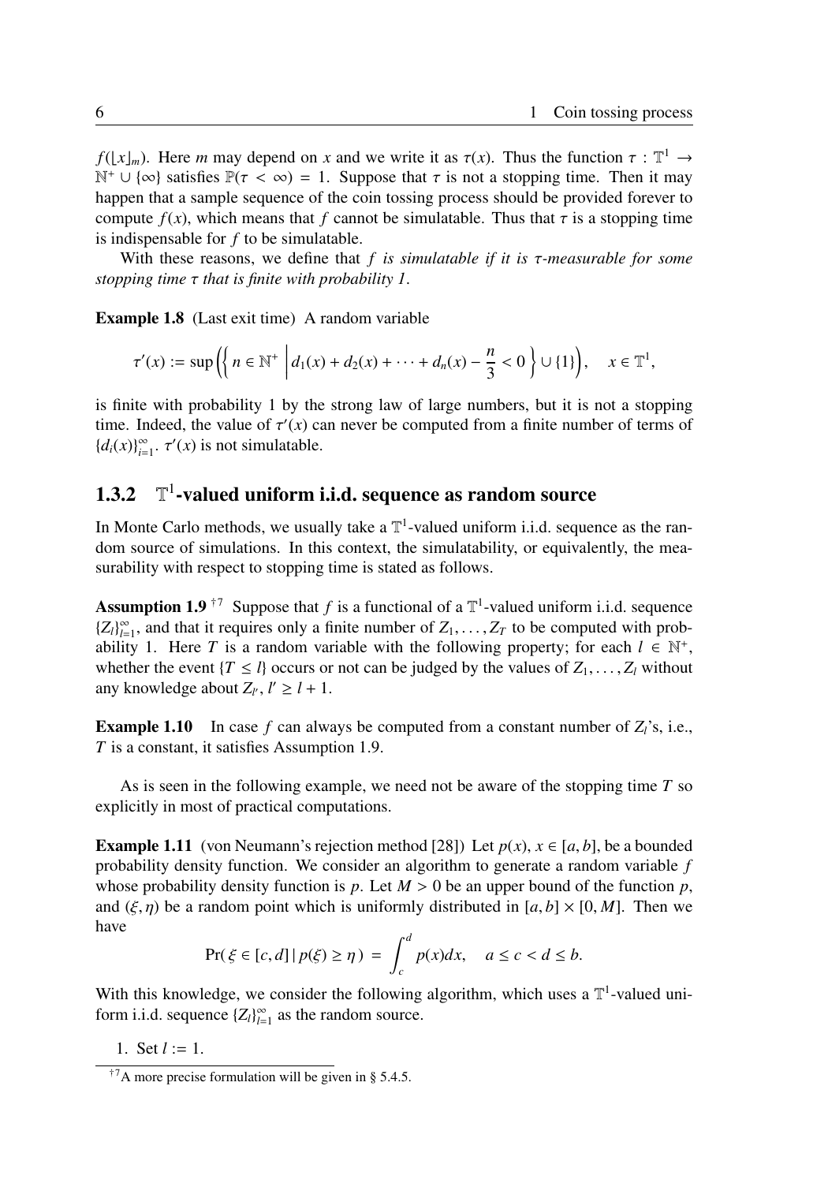$f(\lfloor x \rfloor_m)$. Here $m$ may depend on $x$ and we write it as $\tau(x)$. Thus the function $\tau : \mathbb{T}^1 \to \mathbb{N}^+ \cup \{\infty\}$ satisfies $\mathbb{P}(\tau < \infty) = 1$. Suppose that $\tau$ is not a stopping time. Then it may happen that a sample sequence of the coin tossing process should be provided forever to compute $f(x)$, which means that $f$ cannot be simulatable. Thus that $\tau$ is a stopping time is indispensable for $f$ to be simulatable.

With these reasons, we define that *$f$ is simulatable if it is $\tau$-measurable for some stopping time $\tau$ that is finite with probability 1.*

**Example 1.8** (Last exit time) A random variable

$$\tau'(x) := \sup\left(\left\{ n \in \mathbb{N}^+ \,\middle|\, d_1(x) + d_2(x) + \cdots + d_n(x) - \frac{n}{3} < 0 \right\} \cup \{1\}\right), \quad x \in \mathbb{T}^1,$$

is finite with probability 1 by the strong law of large numbers, but it is not a stopping time. Indeed, the value of $\tau'(x)$ can never be computed from a finite number of terms of $\{d_i(x)\}_{i=1}^\infty$. $\tau'(x)$ is not simulatable.

### 1.3.2 $\mathbb{T}^1$-valued uniform i.i.d. sequence as random source

In Monte Carlo methods, we usually take a $\mathbb{T}^1$-valued uniform i.i.d. sequence as the random source of simulations. In this context, the simulatability, or equivalently, the measurability with respect to stopping time is stated as follows.

**Assumption 1.9** [†7] Suppose that $f$ is a functional of a $\mathbb{T}^1$-valued uniform i.i.d. sequence $\{Z_l\}_{l=1}^\infty$, and that it requires only a finite number of $Z_1, \ldots, Z_T$ to be computed with probability 1. Here $T$ is a random variable with the following property; for each $l \in \mathbb{N}^+$, whether the event $\{T \leq l\}$ occurs or not can be judged by the values of $Z_1, \ldots, Z_l$ without any knowledge about $Z_{l'}$, $l' \geq l + 1$.

**Example 1.10** In case $f$ can always be computed from a constant number of $Z_l$'s, i.e., $T$ is a constant, it satisfies Assumption 1.9.

As is seen in the following example, we need not be aware of the stopping time $T$ so explicitly in most of practical computations.

**Example 1.11** (von Neumann's rejection method [28]) Let $p(x)$, $x \in [a, b]$, be a bounded probability density function. We consider an algorithm to generate a random variable $f$ whose probability density function is $p$. Let $M > 0$ be an upper bound of the function $p$, and $(\xi, \eta)$ be a random point which is uniformly distributed in $[a, b] \times [0, M]$. Then we have

$$\Pr(\, \xi \in [c, d] \,|\, p(\xi) \geq \eta \,) \;=\; \int_c^d p(x)dx, \quad a \leq c < d \leq b.$$

With this knowledge, we consider the following algorithm, which uses a $\mathbb{T}^1$-valued uniform i.i.d. sequence $\{Z_l\}_{l=1}^\infty$ as the random source.

1. Set $l := 1$.

[†7] A more precise formulation will be given in § 5.4.5.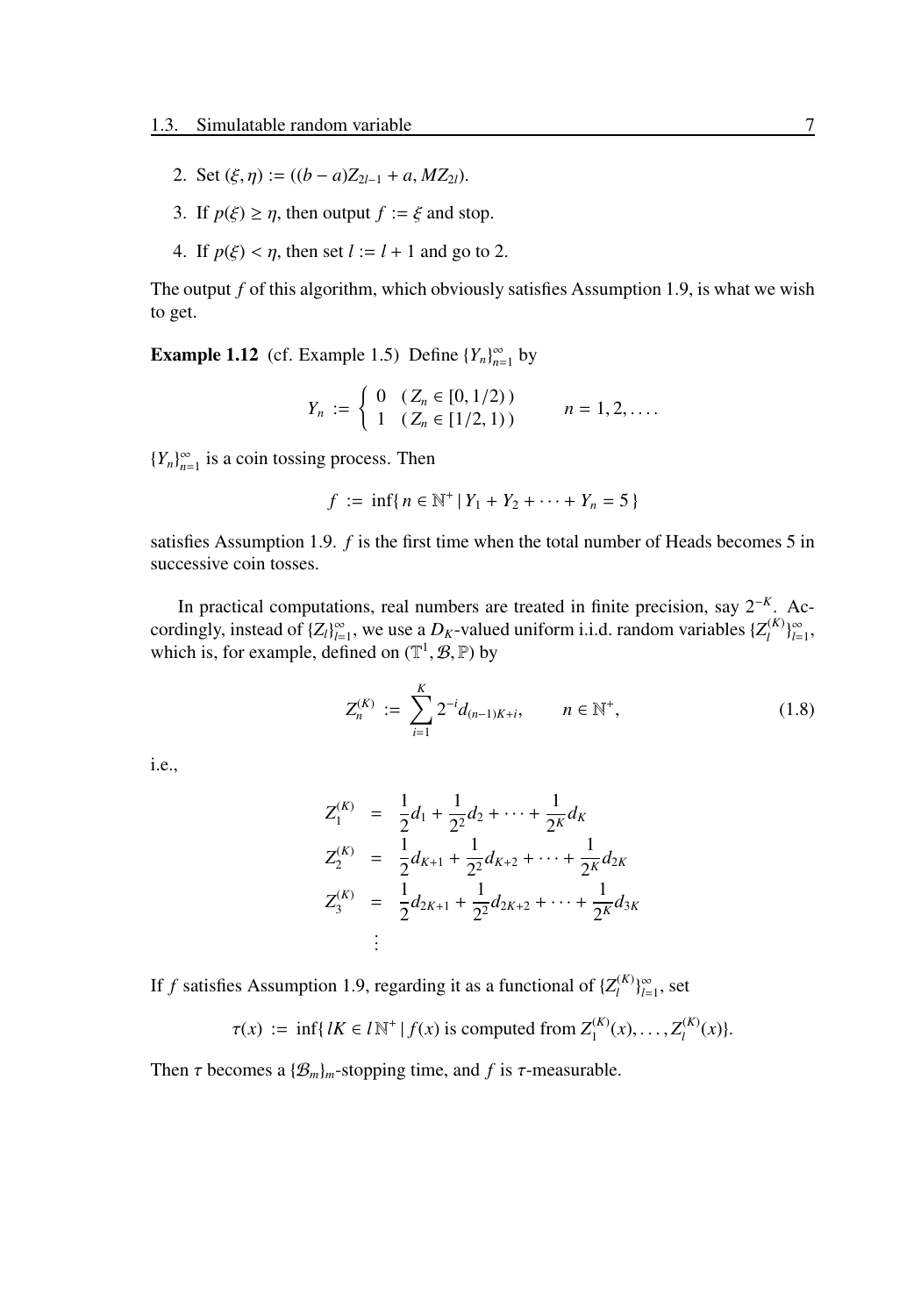2. Set $(\xi, \eta) := ((b-a)Z_{2l-1} + a, MZ_{2l})$.
3. If $p(\xi) \geq \eta$, then output $f := \xi$ and stop.
4. If $p(\xi) < \eta$, then set $l := l + 1$ and go to 2.

The output $f$ of this algorithm, which obviously satisfies Assumption 1.9, is what we wish to get.

**Example 1.12** (cf. Example 1.5) Define $\{Y_n\}_{n=1}^{\infty}$ by

$$Y_n := \begin{cases} 0 & (Z_n \in [0, 1/2)) \\ 1 & (Z_n \in [1/2, 1)) \end{cases} \qquad n = 1, 2, \ldots.$$

$\{Y_n\}_{n=1}^{\infty}$ is a coin tossing process. Then

$$f := \inf\{ n \in \mathbb{N}^+ \mid Y_1 + Y_2 + \cdots + Y_n = 5 \}$$

satisfies Assumption 1.9. $f$ is the first time when the total number of Heads becomes 5 in successive coin tosses.

In practical computations, real numbers are treated in finite precision, say $2^{-K}$. Accordingly, instead of $\{Z_l\}_{l=1}^{\infty}$, we use a $D_K$-valued uniform i.i.d. random variables $\{Z_l^{(K)}\}_{l=1}^{\infty}$, which is, for example, defined on $(\mathbb{T}^1, \mathcal{B}, \mathbb{P})$ by

$$Z_n^{(K)} := \sum_{i=1}^{K} 2^{-i} d_{(n-1)K+i}, \qquad n \in \mathbb{N}^+, \tag{1.8}$$

i.e.,

$$\begin{aligned}
Z_1^{(K)} &= \frac{1}{2}d_1 + \frac{1}{2^2}d_2 + \cdots + \frac{1}{2^K}d_K \\
Z_2^{(K)} &= \frac{1}{2}d_{K+1} + \frac{1}{2^2}d_{K+2} + \cdots + \frac{1}{2^K}d_{2K} \\
Z_3^{(K)} &= \frac{1}{2}d_{2K+1} + \frac{1}{2^2}d_{2K+2} + \cdots + \frac{1}{2^K}d_{3K} \\
&\ \ \vdots
\end{aligned}$$

If $f$ satisfies Assumption 1.9, regarding it as a functional of $\{Z_l^{(K)}\}_{l=1}^{\infty}$, set

$$\tau(x) := \inf\{ lK \in l\,\mathbb{N}^+ \mid f(x) \text{ is computed from } Z_1^{(K)}(x), \ldots, Z_l^{(K)}(x)\}.$$

Then $\tau$ becomes a $\{\mathcal{B}_m\}_m$-stopping time, and $f$ is $\tau$-measurable.